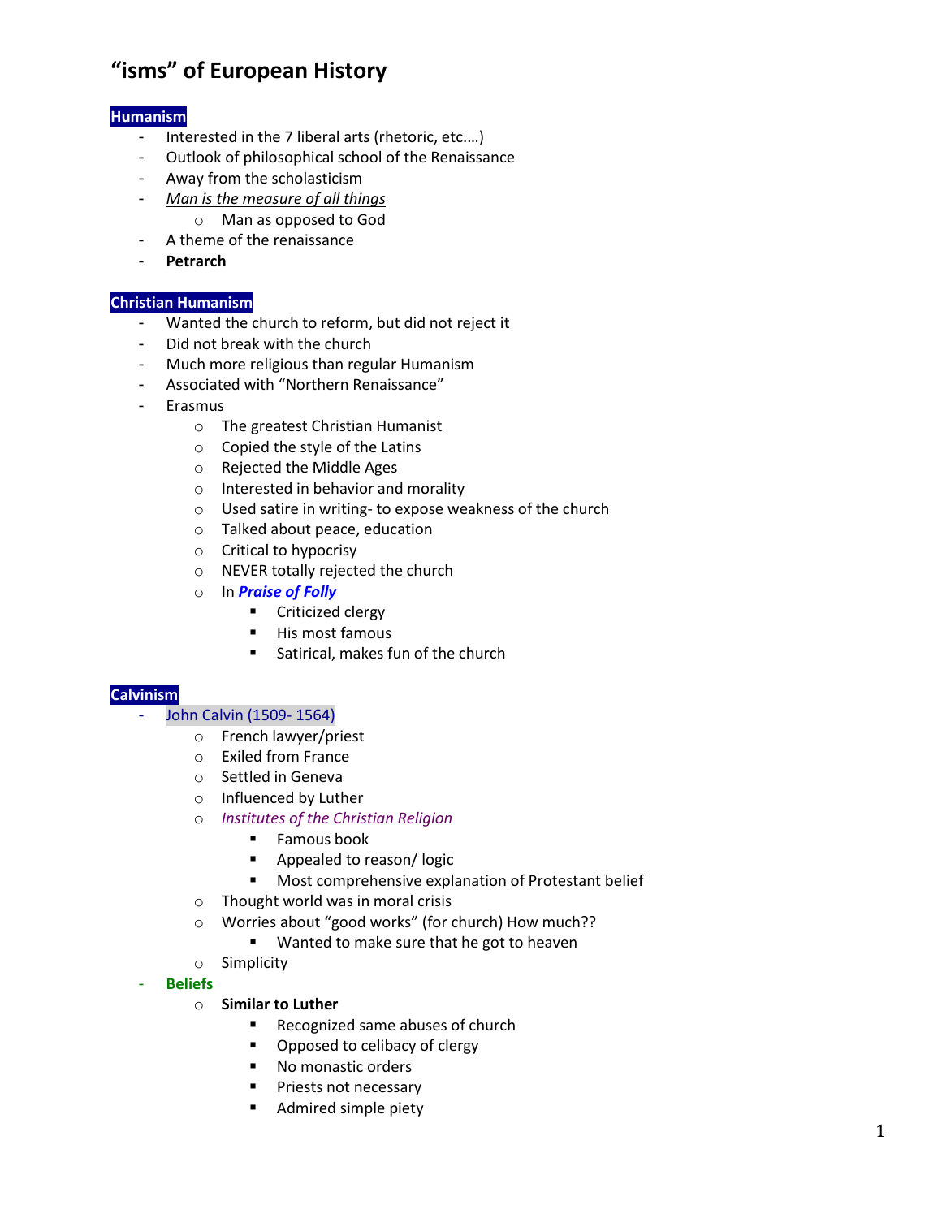# "isms" of European History

## Humanism

- Interested in the 7 liberal arts (rhetoric, etc.…)
- Outlook of philosophical school of the Renaissance
- Away from the scholasticism
- *Man is the measure of all things*
  - Man as opposed to God
- A theme of the renaissance
- **Petrarch**

## Christian Humanism

- Wanted the church to reform, but did not reject it
- Did not break with the church
- Much more religious than regular Humanism
- Associated with "Northern Renaissance"
- Erasmus
  - The greatest Christian Humanist
  - Copied the style of the Latins
  - Rejected the Middle Ages
  - Interested in behavior and morality
  - Used satire in writing- to expose weakness of the church
  - Talked about peace, education
  - Critical to hypocrisy
  - NEVER totally rejected the church
  - In ***Praise of Folly***
    - Criticized clergy
    - His most famous
    - Satirical, makes fun of the church

## Calvinism

- John Calvin (1509- 1564)
  - French lawyer/priest
  - Exiled from France
  - Settled in Geneva
  - Influenced by Luther
  - *Institutes of the Christian Religion*
    - Famous book
    - Appealed to reason/ logic
    - Most comprehensive explanation of Protestant belief
  - Thought world was in moral crisis
  - Worries about "good works" (for church) How much??
    - Wanted to make sure that he got to heaven
  - Simplicity
- **Beliefs**
  - **Similar to Luther**
    - Recognized same abuses of church
    - Opposed to celibacy of clergy
    - No monastic orders
    - Priests not necessary
    - Admired simple piety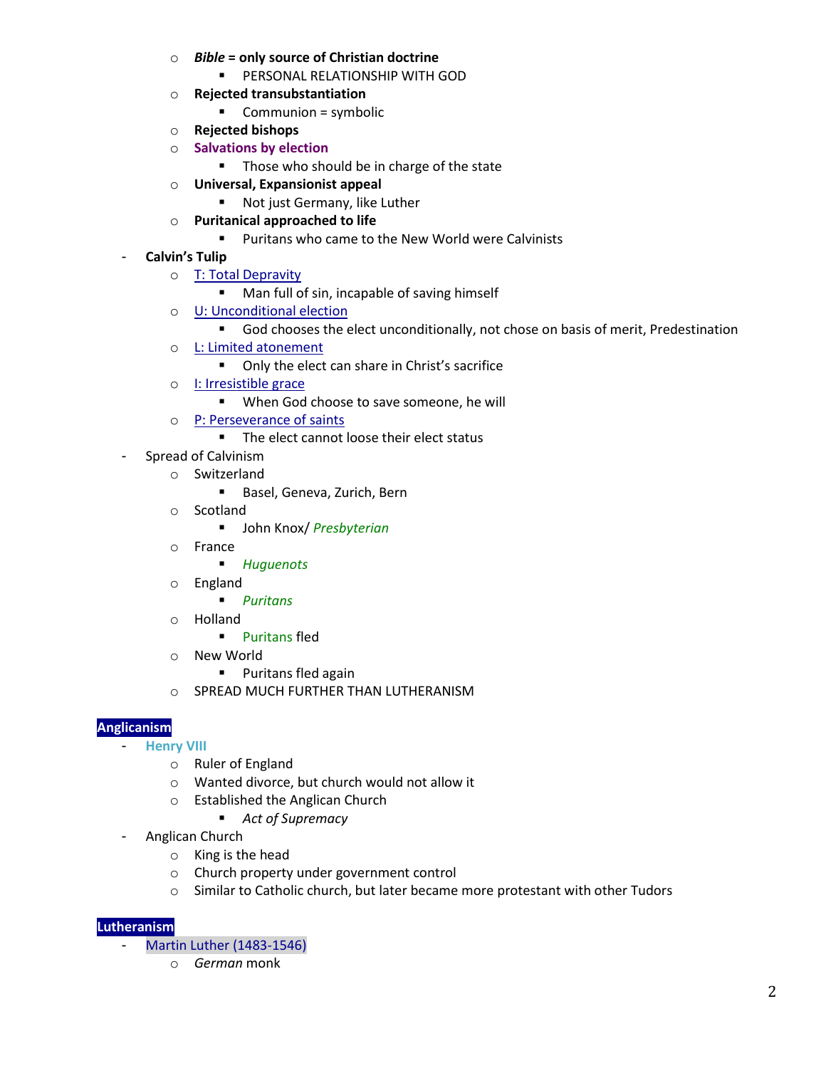- ***Bible* = only source of Christian doctrine**
  - PERSONAL RELATIONSHIP WITH GOD
- **Rejected transubstantiation**
  - Communion = symbolic
- **Rejected bishops**
- **Salvations by election**
  - Those who should be in charge of the state
- **Universal, Expansionist appeal**
  - Not just Germany, like Luther
- **Puritanical approached to life**
  - Puritans who came to the New World were Calvinists

- **Calvin's Tulip**
  - T: Total Depravity
    - Man full of sin, incapable of saving himself
  - U: Unconditional election
    - God chooses the elect unconditionally, not chose on basis of merit, Predestination
  - L: Limited atonement
    - Only the elect can share in Christ's sacrifice
  - I: Irresistible grace
    - When God choose to save someone, he will
  - P: Perseverance of saints
    - The elect cannot loose their elect status
- Spread of Calvinism
  - Switzerland
    - Basel, Geneva, Zurich, Bern
  - Scotland
    - John Knox/ *Presbyterian*
  - France
    - *Huguenots*
  - England
    - *Puritans*
  - Holland
    - Puritans fled
  - New World
    - Puritans fled again
  - SPREAD MUCH FURTHER THAN LUTHERANISM

## Anglicanism

- **Henry VIII**
  - Ruler of England
  - Wanted divorce, but church would not allow it
  - Established the Anglican Church
    - *Act of Supremacy*
- Anglican Church
  - King is the head
  - Church property under government control
  - Similar to Catholic church, but later became more protestant with other Tudors

## Lutheranism

- Martin Luther (1483-1546)
  - *German* monk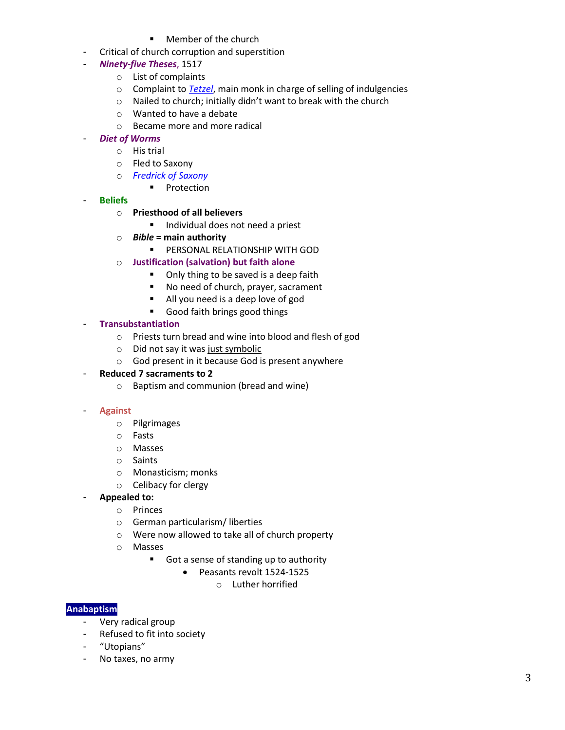- Member of the church
- Critical of church corruption and superstition
- ***Ninety-five Theses***, 1517
    - List of complaints
    - Complaint to *Tetzel*, main monk in charge of selling of indulgencies
    - Nailed to church; initially didn't want to break with the church
    - Wanted to have a debate
    - Became more and more radical
- ***Diet of Worms***
    - His trial
    - Fled to Saxony
    - *Fredrick of Saxony*
        - Protection
- **Beliefs**
    - **Priesthood of all believers**
        - Individual does not need a priest
    - ***Bible* = main authority**
        - PERSONAL RELATIONSHIP WITH GOD
    - **Justification (salvation) but faith alone**
        - Only thing to be saved is a deep faith
        - No need of church, prayer, sacrament
        - All you need is a deep love of god
        - Good faith brings good things
- **Transubstantiation**
    - Priests turn bread and wine into blood and flesh of god
    - Did not say it was just symbolic
    - God present in it because God is present anywhere
- **Reduced 7 sacraments to 2**
    - Baptism and communion (bread and wine)

- **Against**
    - Pilgrimages
    - Fasts
    - Masses
    - Saints
    - Monasticism; monks
    - Celibacy for clergy
- **Appealed to:**
    - Princes
    - German particularism/ liberties
    - Were now allowed to take all of church property
    - Masses
        - Got a sense of standing up to authority
            - Peasants revolt 1524-1525
                - Luther horrified

**Anabaptism**

- Very radical group
- Refused to fit into society
- "Utopians"
- No taxes, no army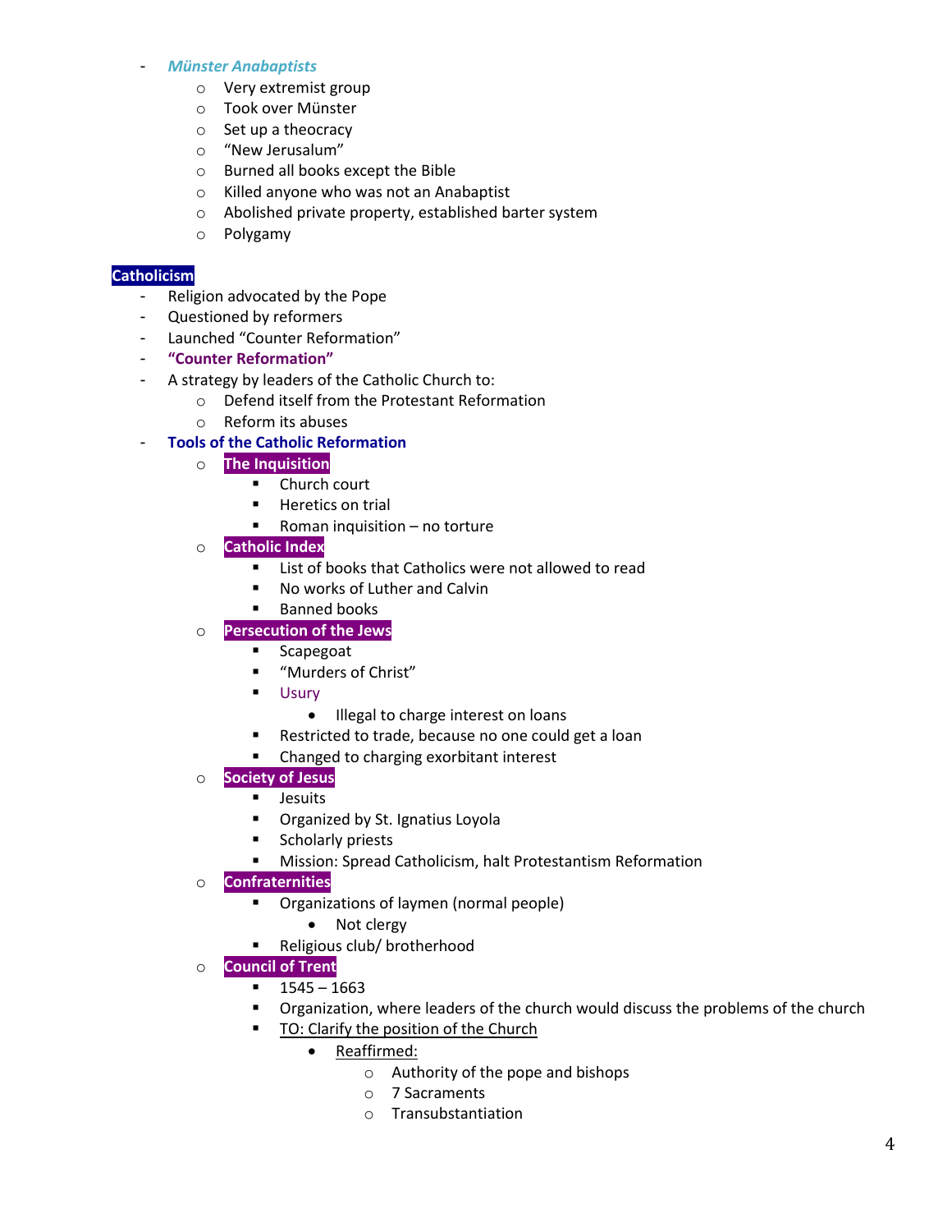- *Münster Anabaptists*
    - Very extremist group
    - Took over Münster
    - Set up a theocracy
    - "New Jerusalum"
    - Burned all books except the Bible
    - Killed anyone who was not an Anabaptist
    - Abolished private property, established barter system
    - Polygamy

**Catholicism**

- Religion advocated by the Pope
- Questioned by reformers
- Launched "Counter Reformation"
- **"Counter Reformation"**
- A strategy by leaders of the Catholic Church to:
    - Defend itself from the Protestant Reformation
    - Reform its abuses
- **Tools of the Catholic Reformation**
    - **The Inquisition**
        - Church court
        - Heretics on trial
        - Roman inquisition – no torture
    - **Catholic Index**
        - List of books that Catholics were not allowed to read
        - No works of Luther and Calvin
        - Banned books
    - **Persecution of the Jews**
        - Scapegoat
        - "Murders of Christ"
        - Usury
            - Illegal to charge interest on loans
        - Restricted to trade, because no one could get a loan
        - Changed to charging exorbitant interest
    - **Society of Jesus**
        - Jesuits
        - Organized by St. Ignatius Loyola
        - Scholarly priests
        - Mission: Spread Catholicism, halt Protestantism Reformation
    - **Confraternities**
        - Organizations of laymen (normal people)
            - Not clergy
        - Religious club/ brotherhood
    - **Council of Trent**
        - 1545 – 1663
        - Organization, where leaders of the church would discuss the problems of the church
        - <u>TO: Clarify the position of the Church</u>
            - <u>Reaffirmed:</u>
                - Authority of the pope and bishops
                - 7 Sacraments
                - Transubstantiation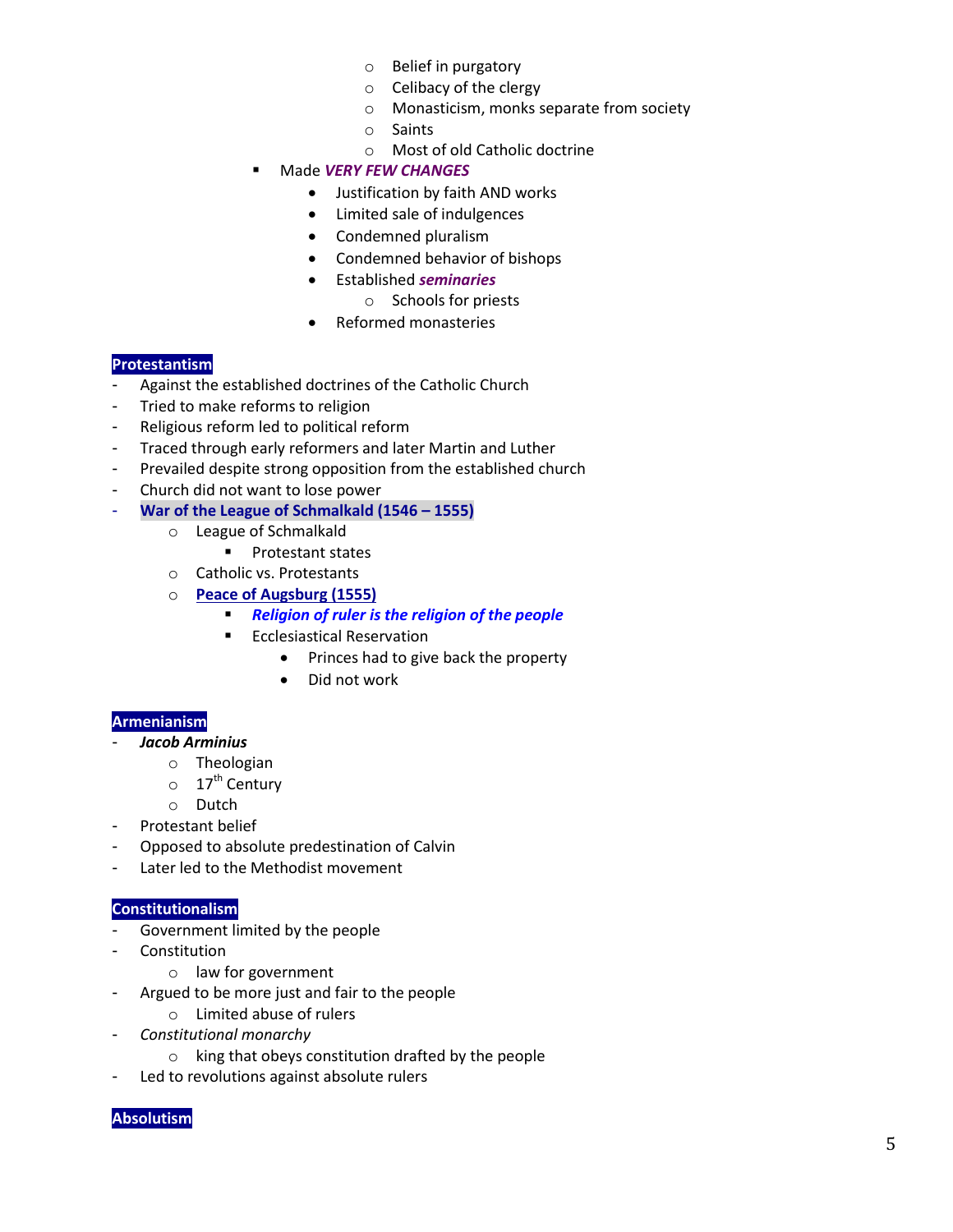- Belief in purgatory
        - Celibacy of the clergy
        - Monasticism, monks separate from society
        - Saints
        - Most of old Catholic doctrine
    - Made ***VERY FEW CHANGES***
        - Justification by faith AND works
        - Limited sale of indulgences
        - Condemned pluralism
        - Condemned behavior of bishops
        - Established ***seminaries***
            - Schools for priests
        - Reformed monasteries

### Protestantism

- Against the established doctrines of the Catholic Church
- Tried to make reforms to religion
- Religious reform led to political reform
- Traced through early reformers and later Martin and Luther
- Prevailed despite strong opposition from the established church
- Church did not want to lose power
- **War of the League of Schmalkald (1546 – 1555)**
    - League of Schmalkald
        - Protestant states
    - Catholic vs. Protestants
    - **Peace of Augsburg (1555)**
        - ***Religion of ruler is the religion of the people***
        - Ecclesiastical Reservation
            - Princes had to give back the property
            - Did not work

### Armenianism

- ***Jacob Arminius***
    - Theologian
    - 17th Century
    - Dutch
- Protestant belief
- Opposed to absolute predestination of Calvin
- Later led to the Methodist movement

### Constitutionalism

- Government limited by the people
- Constitution
    - law for government
- Argued to be more just and fair to the people
    - Limited abuse of rulers
- *Constitutional monarchy*
    - king that obeys constitution drafted by the people
- Led to revolutions against absolute rulers

### Absolutism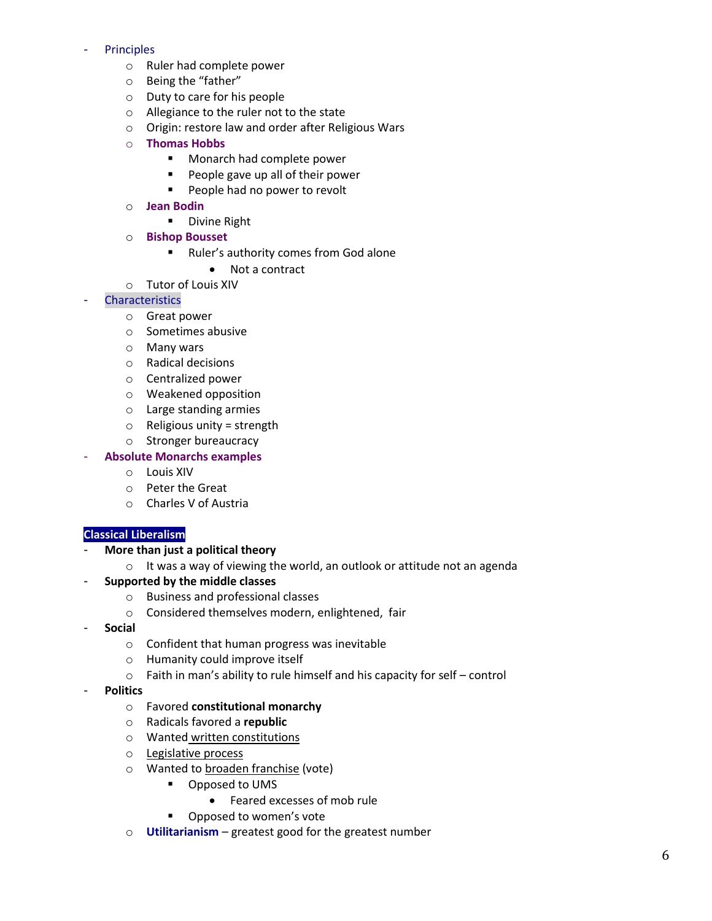- Principles
    - Ruler had complete power
    - Being the "father"
    - Duty to care for his people
    - Allegiance to the ruler not to the state
    - Origin: restore law and order after Religious Wars
    - **Thomas Hobbs**
        - Monarch had complete power
        - People gave up all of their power
        - People had no power to revolt
    - **Jean Bodin**
        - Divine Right
    - **Bishop Bousset**
        - Ruler's authority comes from God alone
            - Not a contract
    - Tutor of Louis XIV
- Characteristics
    - Great power
    - Sometimes abusive
    - Many wars
    - Radical decisions
    - Centralized power
    - Weakened opposition
    - Large standing armies
    - Religious unity = strength
    - Stronger bureaucracy
- **Absolute Monarchs examples**
    - Louis XIV
    - Peter the Great
    - Charles V of Austria

## Classical Liberalism

- **More than just a political theory**
    - It was a way of viewing the world, an outlook or attitude not an agenda
- **Supported by the middle classes**
    - Business and professional classes
    - Considered themselves modern, enlightened, fair
- **Social**
    - Confident that human progress was inevitable
    - Humanity could improve itself
    - Faith in man's ability to rule himself and his capacity for self – control
- **Politics**
    - Favored **constitutional monarchy**
    - Radicals favored a **republic**
    - Wanted written constitutions
    - Legislative process
    - Wanted to broaden franchise (vote)
        - Opposed to UMS
            - Feared excesses of mob rule
        - Opposed to women's vote
    - **Utilitarianism** – greatest good for the greatest number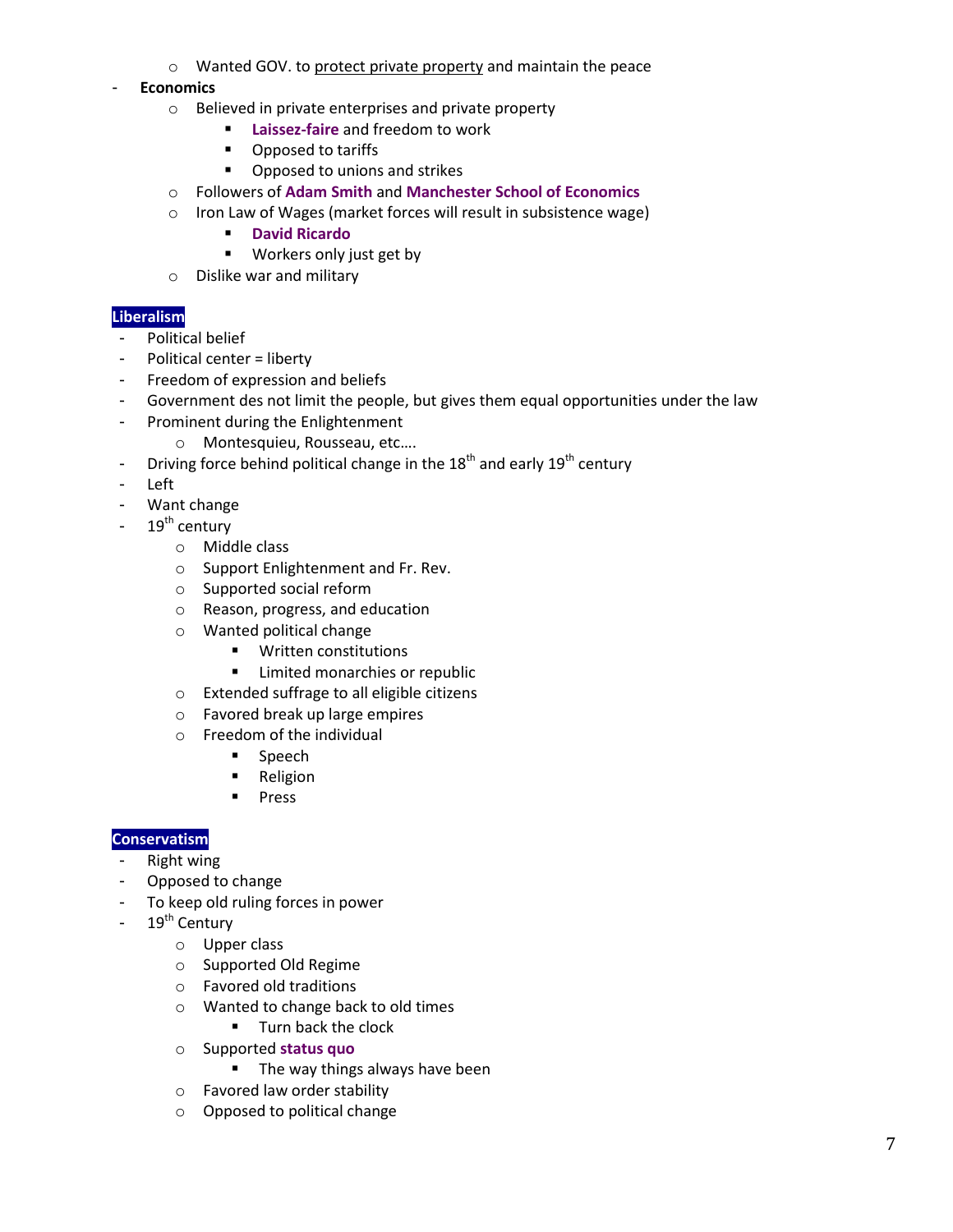- Wanted GOV. to protect private property and maintain the peace

- **Economics**
  - Believed in private enterprises and private property
    - **Laissez-faire** and freedom to work
    - Opposed to tariffs
    - Opposed to unions and strikes
  - Followers of **Adam Smith** and **Manchester School of Economics**
  - Iron Law of Wages (market forces will result in subsistence wage)
    - **David Ricardo**
    - Workers only just get by
  - Dislike war and military

## Liberalism

- Political belief
- Political center = liberty
- Freedom of expression and beliefs
- Government des not limit the people, but gives them equal opportunities under the law
- Prominent during the Enlightenment
  - Montesquieu, Rousseau, etc….
- Driving force behind political change in the 18th and early 19th century
- Left
- Want change
- 19th century
  - Middle class
  - Support Enlightenment and Fr. Rev.
  - Supported social reform
  - Reason, progress, and education
  - Wanted political change
    - Written constitutions
    - Limited monarchies or republic
  - Extended suffrage to all eligible citizens
  - Favored break up large empires
  - Freedom of the individual
    - Speech
    - Religion
    - Press

## Conservatism

- Right wing
- Opposed to change
- To keep old ruling forces in power
- 19th Century
  - Upper class
  - Supported Old Regime
  - Favored old traditions
  - Wanted to change back to old times
    - Turn back the clock
  - Supported **status quo**
    - The way things always have been
  - Favored law order stability
  - Opposed to political change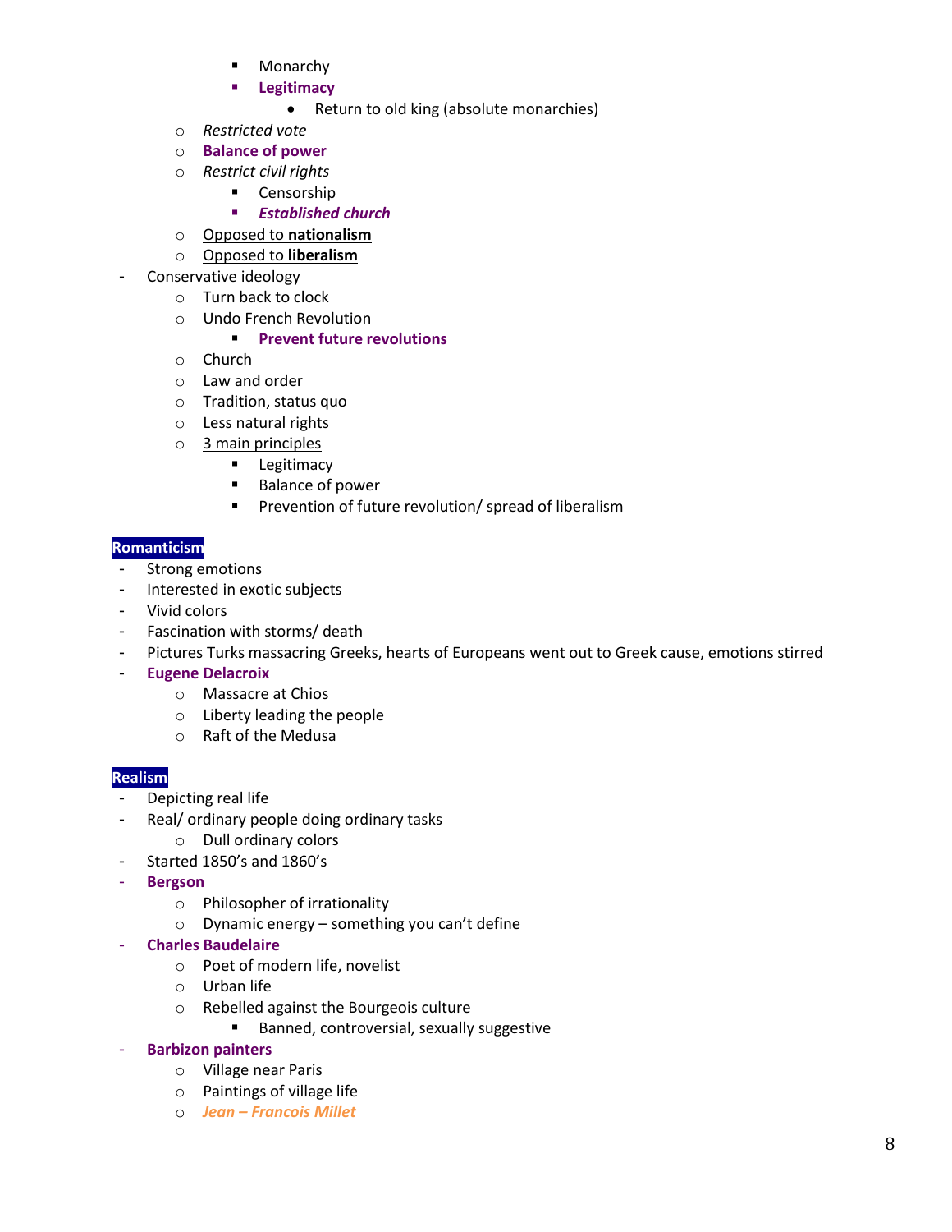- Monarchy
        - **Legitimacy**
            - Return to old king (absolute monarchies)
    - *Restricted vote*
    - **Balance of power**
    - *Restrict civil rights*
        - Censorship
        - ***Established church***
    - Opposed to **nationalism**
    - Opposed to **liberalism**
- Conservative ideology
    - Turn back to clock
    - Undo French Revolution
        - **Prevent future revolutions**
    - Church
    - Law and order
    - Tradition, status quo
    - Less natural rights
    - 3 main principles
        - Legitimacy
        - Balance of power
        - Prevention of future revolution/ spread of liberalism

## Romanticism

- Strong emotions
- Interested in exotic subjects
- Vivid colors
- Fascination with storms/ death
- Pictures Turks massacring Greeks, hearts of Europeans went out to Greek cause, emotions stirred
- **Eugene Delacroix**
    - Massacre at Chios
    - Liberty leading the people
    - Raft of the Medusa

## Realism

- Depicting real life
- Real/ ordinary people doing ordinary tasks
    - Dull ordinary colors
- Started 1850's and 1860's
- **Bergson**
    - Philosopher of irrationality
    - Dynamic energy – something you can't define
- **Charles Baudelaire**
    - Poet of modern life, novelist
    - Urban life
    - Rebelled against the Bourgeois culture
        - Banned, controversial, sexually suggestive
- **Barbizon painters**
    - Village near Paris
    - Paintings of village life
    - ***Jean – Francois Millet***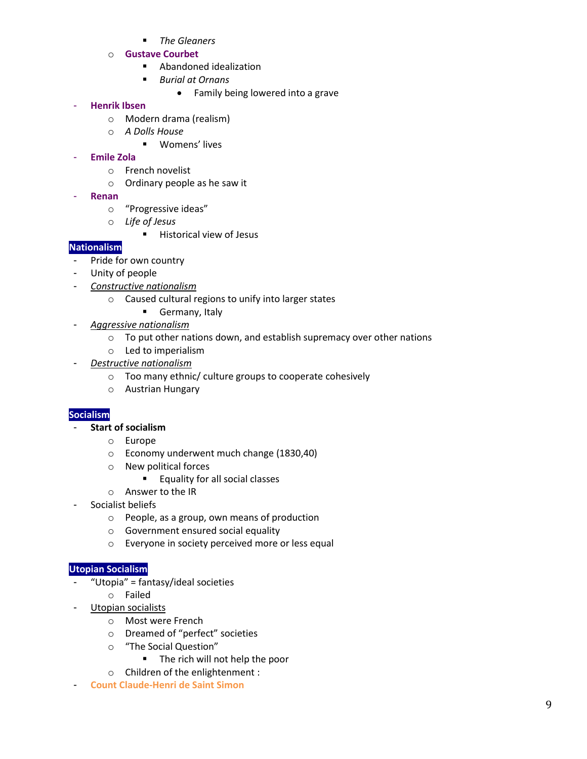- *The Gleaners*
    - **Gustave Courbet**
        - Abandoned idealization
        - *Burial at Ornans*
            - Family being lowered into a grave
- **Henrik Ibsen**
    - Modern drama (realism)
    - *A Dolls House*
        - Womens' lives
- **Emile Zola**
    - French novelist
    - Ordinary people as he saw it
- **Renan**
    - "Progressive ideas"
    - *Life of Jesus*
        - Historical view of Jesus

**Nationalism**

- Pride for own country
- Unity of people
- <u>*Constructive nationalism*</u>
    - Caused cultural regions to unify into larger states
        - Germany, Italy
- <u>*Aggressive nationalism*</u>
    - To put other nations down, and establish supremacy over other nations
    - Led to imperialism
- <u>*Destructive nationalism*</u>
    - Too many ethnic/ culture groups to cooperate cohesively
    - Austrian Hungary

**Socialism**

- **Start of socialism**
    - Europe
    - Economy underwent much change (1830,40)
    - New political forces
        - Equality for all social classes
    - Answer to the IR
- Socialist beliefs
    - People, as a group, own means of production
    - Government ensured social equality
    - Everyone in society perceived more or less equal

**Utopian Socialism**

- "Utopia" = fantasy/ideal societies
    - Failed
- <u>Utopian socialists</u>
    - Most were French
    - Dreamed of "perfect" societies
    - "The Social Question"
        - The rich will not help the poor
    - Children of the enlightenment :
- **Count Claude-Henri de Saint Simon**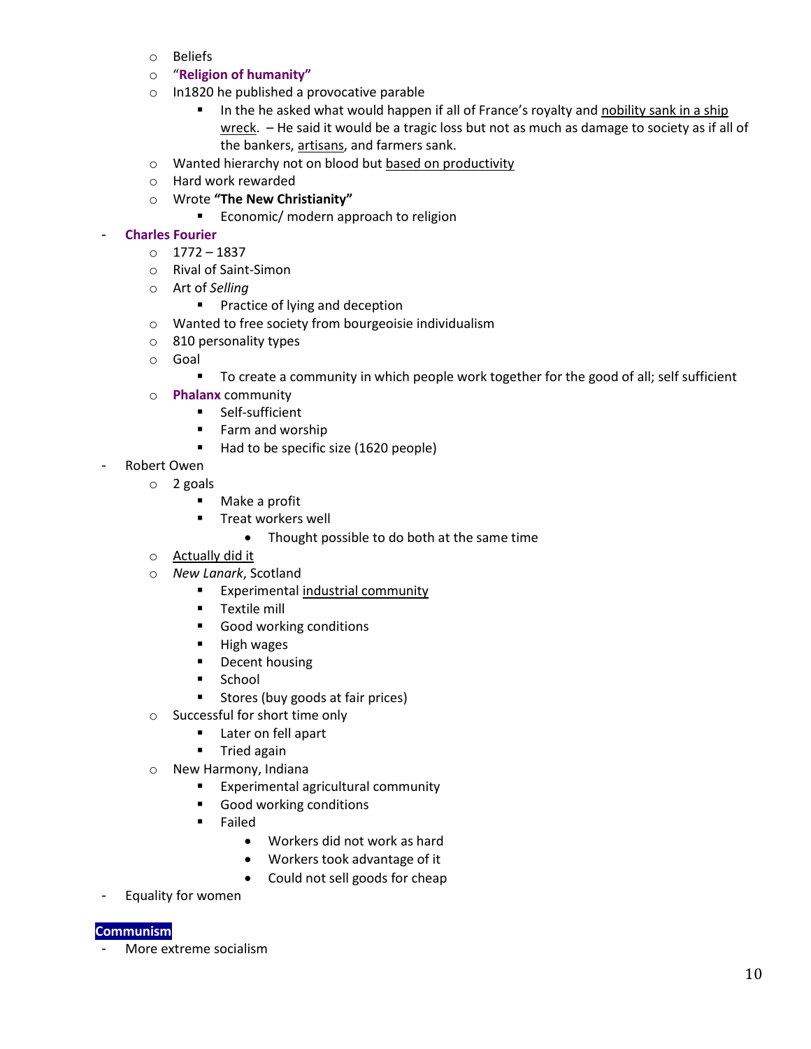- Beliefs
- "**Religion of humanity**"
- In1820 he published a provocative parable
  - In the he asked what would happen if all of France's royalty and <u>nobility sank in a ship wreck</u>. – He said it would be a tragic loss but not as much as damage to society as if all of the bankers, <u>artisans</u>, and farmers sank.
- Wanted hierarchy not on blood but <u>based on productivity</u>
- Hard work rewarded
- Wrote **"The New Christianity"**
  - Economic/ modern approach to religion

- **Charles Fourier**
  - 1772 – 1837
  - Rival of Saint-Simon
  - Art of *Selling*
    - Practice of lying and deception
  - Wanted to free society from bourgeoisie individualism
  - 810 personality types
  - Goal
    - To create a community in which people work together for the good of all; self sufficient
  - **Phalanx** community
    - Self-sufficient
    - Farm and worship
    - Had to be specific size (1620 people)
- Robert Owen
  - 2 goals
    - Make a profit
    - Treat workers well
      - Thought possible to do both at the same time
  - <u>Actually did it</u>
  - *New Lanark*, Scotland
    - Experimental <u>industrial community</u>
    - Textile mill
    - Good working conditions
    - High wages
    - Decent housing
    - School
    - Stores (buy goods at fair prices)
  - Successful for short time only
    - Later on fell apart
    - Tried again
  - New Harmony, Indiana
    - Experimental agricultural community
    - Good working conditions
    - Failed
      - Workers did not work as hard
      - Workers took advantage of it
      - Could not sell goods for cheap
- Equality for women

**Communism**

- More extreme socialism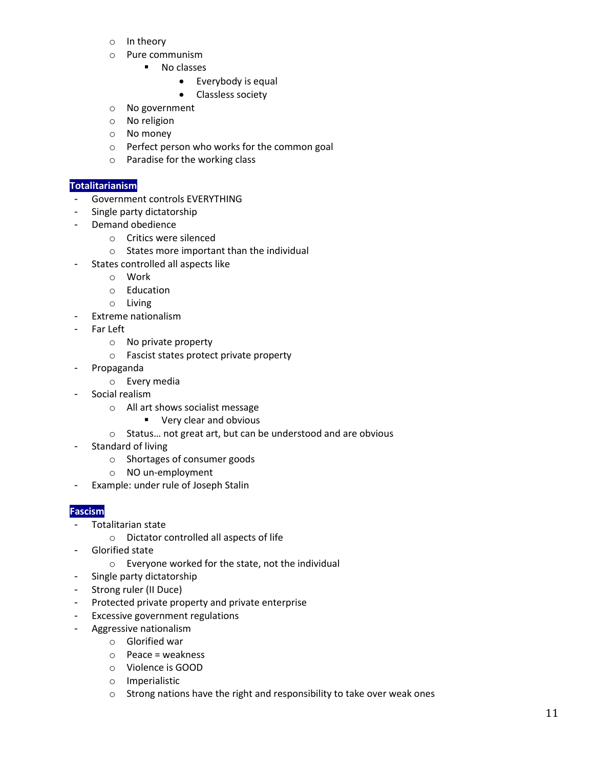- In theory
- Pure communism
  - No classes
    - Everybody is equal
    - Classless society
- No government
- No religion
- No money
- Perfect person who works for the common goal
- Paradise for the working class

## Totalitarianism

- Government controls EVERYTHING
- Single party dictatorship
- Demand obedience
  - Critics were silenced
  - States more important than the individual
- States controlled all aspects like
  - Work
  - Education
  - Living
- Extreme nationalism
- Far Left
  - No private property
  - Fascist states protect private property
- Propaganda
  - Every media
- Social realism
  - All art shows socialist message
    - Very clear and obvious
  - Status… not great art, but can be understood and are obvious
- Standard of living
  - Shortages of consumer goods
  - NO un-employment
- Example: under rule of Joseph Stalin

## Fascism

- Totalitarian state
  - Dictator controlled all aspects of life
- Glorified state
  - Everyone worked for the state, not the individual
- Single party dictatorship
- Strong ruler (II Duce)
- Protected private property and private enterprise
- Excessive government regulations
- Aggressive nationalism
  - Glorified war
  - Peace = weakness
  - Violence is GOOD
  - Imperialistic
  - Strong nations have the right and responsibility to take over weak ones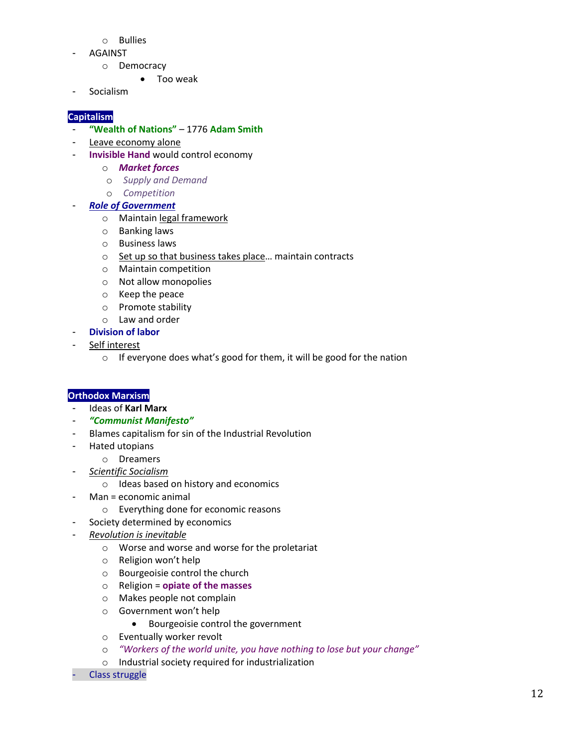- Bullies
- AGAINST
    - Democracy
        - Too weak
- Socialism

## Capitalism

- **"Wealth of Nations"** – 1776 **Adam Smith**
- Leave economy alone
- **Invisible Hand** would control economy
    - ***Market forces***
    - *Supply and Demand*
    - *Competition*
- ***Role of Government***
    - Maintain legal framework
    - Banking laws
    - Business laws
    - Set up so that business takes place… maintain contracts
    - Maintain competition
    - Not allow monopolies
    - Keep the peace
    - Promote stability
    - Law and order
- **Division of labor**
- Self interest
    - If everyone does what's good for them, it will be good for the nation

## Orthodox Marxism

- Ideas of **Karl Marx**
- ***"Communist Manifesto"***
- Blames capitalism for sin of the Industrial Revolution
- Hated utopians
    - Dreamers
- *Scientific Socialism*
    - Ideas based on history and economics
- Man = economic animal
    - Everything done for economic reasons
- Society determined by economics
- *Revolution is inevitable*
    - Worse and worse for the proletariat
    - Religion won't help
    - Bourgeoisie control the church
    - Religion = **opiate of the masses**
    - Makes people not complain
    - Government won't help
        - Bourgeoisie control the government
    - Eventually worker revolt
    - *"Workers of the world unite, you have nothing to lose but your change"*
    - Industrial society required for industrialization
- Class struggle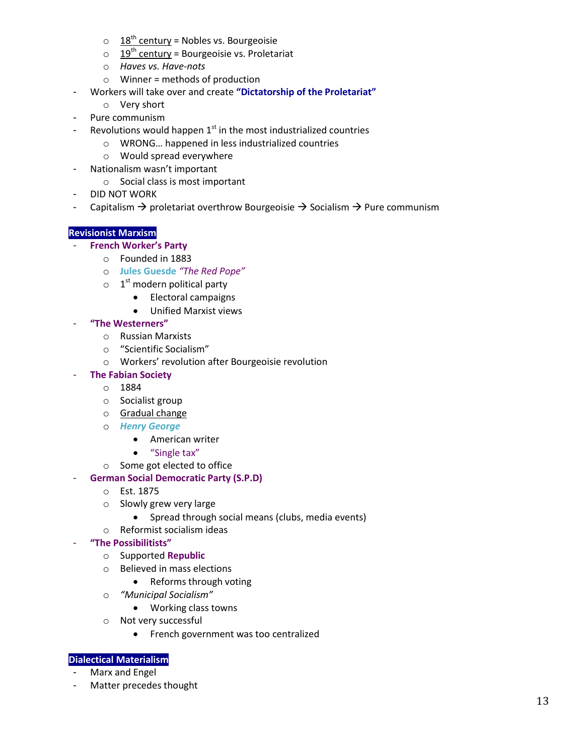- 18th century = Nobles vs. Bourgeoisie
- 19th century = Bourgeoisie vs. Proletariat
- *Haves vs. Have-nots*
- Winner = methods of production

- Workers will take over and create **"Dictatorship of the Proletariat"**
  - Very short
- Pure communism
- Revolutions would happen 1st in the most industrialized countries
  - WRONG… happened in less industrialized countries
  - Would spread everywhere
- Nationalism wasn't important
  - Social class is most important
- DID NOT WORK
- Capitalism → proletariat overthrow Bourgeoisie → Socialism → Pure communism

## Revisionist Marxism

- **French Worker's Party**
  - Founded in 1883
  - **Jules Guesde** *"The Red Pope"*
  - 1st modern political party
    - Electoral campaigns
    - Unified Marxist views
- **"The Westerners"**
  - Russian Marxists
  - "Scientific Socialism"
  - Workers' revolution after Bourgeoisie revolution
- **The Fabian Society**
  - 1884
  - Socialist group
  - Gradual change
  - ***Henry George***
    - American writer
    - "Single tax"
  - Some got elected to office
- **German Social Democratic Party (S.P.D)**
  - Est. 1875
  - Slowly grew very large
    - Spread through social means (clubs, media events)
  - Reformist socialism ideas
- **"The Possibilitists"**
  - Supported **Republic**
  - Believed in mass elections
    - Reforms through voting
  - *"Municipal Socialism"*
    - Working class towns
  - Not very successful
    - French government was too centralized

## Dialectical Materialism

- Marx and Engel
- Matter precedes thought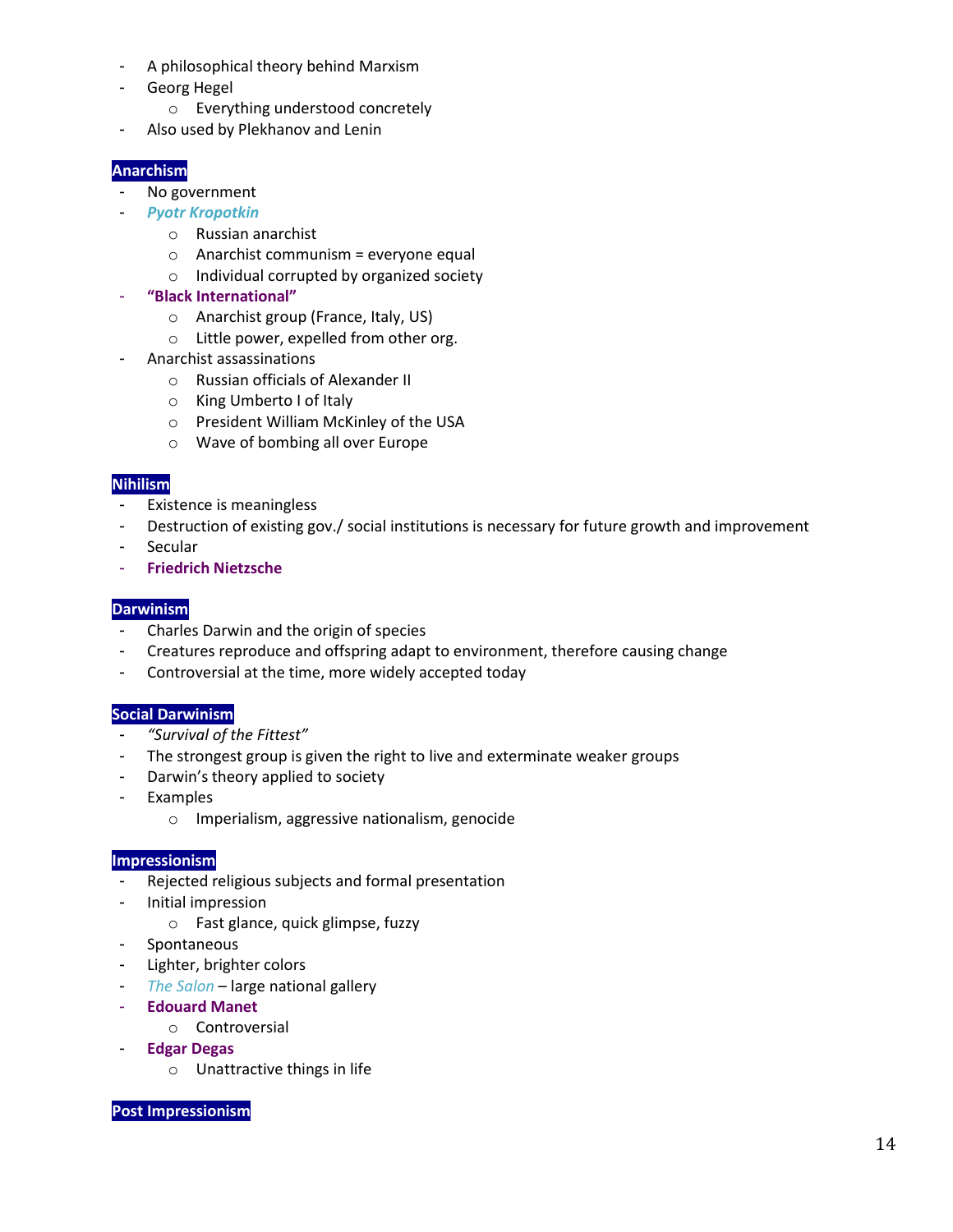- A philosophical theory behind Marxism
- Georg Hegel
    - Everything understood concretely
- Also used by Plekhanov and Lenin

## Anarchism

- No government
- ***Pyotr Kropotkin***
    - Russian anarchist
    - Anarchist communism = everyone equal
    - Individual corrupted by organized society
- **"Black International"**
    - Anarchist group (France, Italy, US)
    - Little power, expelled from other org.
- Anarchist assassinations
    - Russian officials of Alexander II
    - King Umberto I of Italy
    - President William McKinley of the USA
    - Wave of bombing all over Europe

## Nihilism

- Existence is meaningless
- Destruction of existing gov./ social institutions is necessary for future growth and improvement
- Secular
- **Friedrich Nietzsche**

## Darwinism

- Charles Darwin and the origin of species
- Creatures reproduce and offspring adapt to environment, therefore causing change
- Controversial at the time, more widely accepted today

## Social Darwinism

- *"Survival of the Fittest"*
- The strongest group is given the right to live and exterminate weaker groups
- Darwin's theory applied to society
- Examples
    - Imperialism, aggressive nationalism, genocide

## Impressionism

- Rejected religious subjects and formal presentation
- Initial impression
    - Fast glance, quick glimpse, fuzzy
- Spontaneous
- Lighter, brighter colors
- *The Salon* – large national gallery
- **Edouard Manet**
    - Controversial
- **Edgar Degas**
    - Unattractive things in life

## Post Impressionism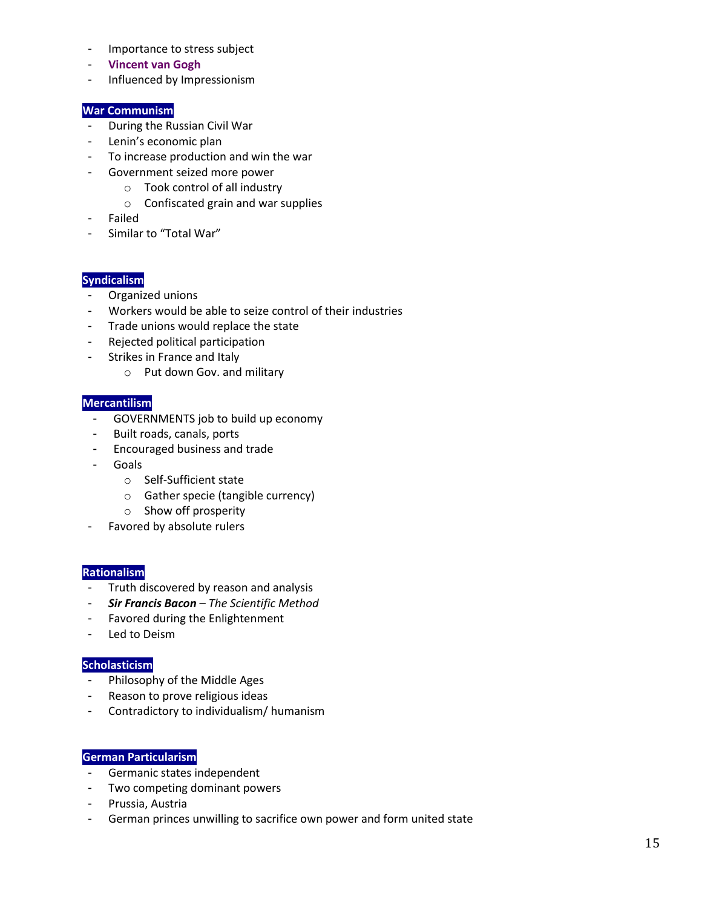- Importance to stress subject
- **Vincent van Gogh**
- Influenced by Impressionism

**War Communism**
- During the Russian Civil War
- Lenin's economic plan
- To increase production and win the war
- Government seized more power
    - Took control of all industry
    - Confiscated grain and war supplies
- Failed
- Similar to "Total War"

**Syndicalism**
- Organized unions
- Workers would be able to seize control of their industries
- Trade unions would replace the state
- Rejected political participation
- Strikes in France and Italy
    - Put down Gov. and military

**Mercantilism**
- GOVERNMENTS job to build up economy
- Built roads, canals, ports
- Encouraged business and trade
- Goals
    - Self-Sufficient state
    - Gather specie (tangible currency)
    - Show off prosperity
- Favored by absolute rulers

**Rationalism**
- Truth discovered by reason and analysis
- ***Sir Francis Bacon*** – *The Scientific Method*
- Favored during the Enlightenment
- Led to Deism

**Scholasticism**
- Philosophy of the Middle Ages
- Reason to prove religious ideas
- Contradictory to individualism/ humanism

**German Particularism**
- Germanic states independent
- Two competing dominant powers
- Prussia, Austria
- German princes unwilling to sacrifice own power and form united state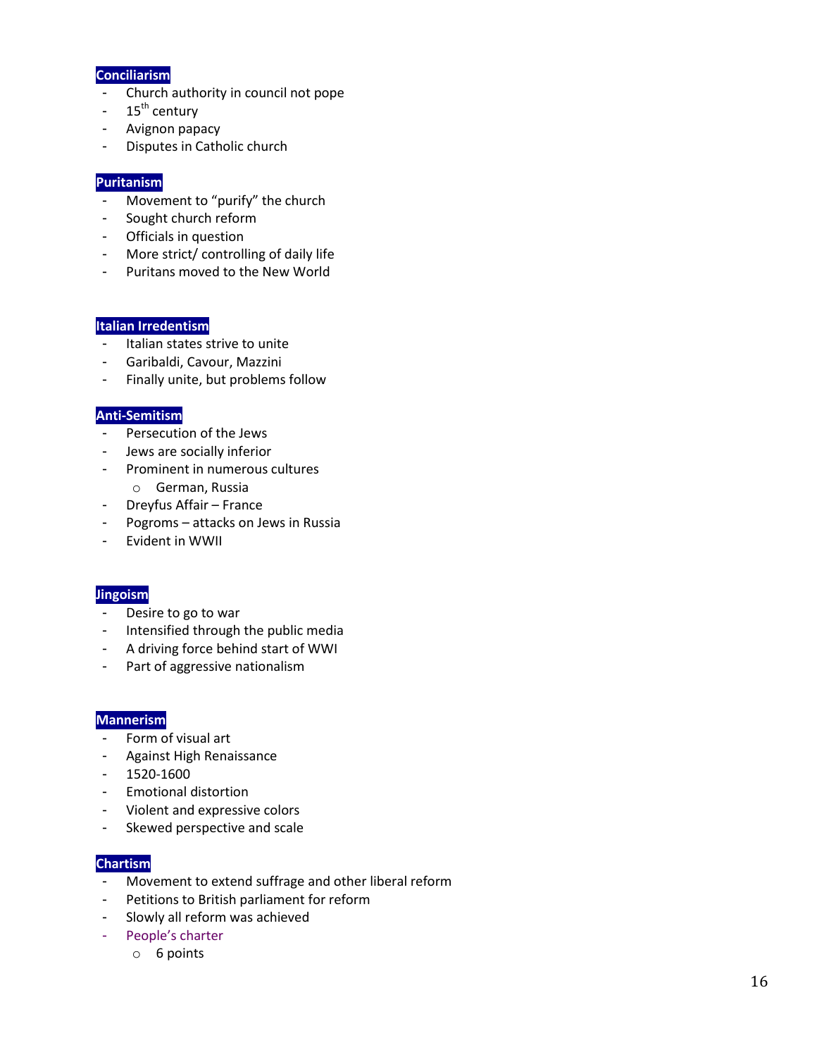**Conciliarism**

- Church authority in council not pope
- 15th century
- Avignon papacy
- Disputes in Catholic church

**Puritanism**

- Movement to "purify" the church
- Sought church reform
- Officials in question
- More strict/ controlling of daily life
- Puritans moved to the New World

**Italian Irredentism**

- Italian states strive to unite
- Garibaldi, Cavour, Mazzini
- Finally unite, but problems follow

**Anti-Semitism**

- Persecution of the Jews
- Jews are socially inferior
- Prominent in numerous cultures
  - German, Russia
- Dreyfus Affair – France
- Pogroms – attacks on Jews in Russia
- Evident in WWII

**Jingoism**

- Desire to go to war
- Intensified through the public media
- A driving force behind start of WWI
- Part of aggressive nationalism

**Mannerism**

- Form of visual art
- Against High Renaissance
- 1520-1600
- Emotional distortion
- Violent and expressive colors
- Skewed perspective and scale

**Chartism**

- Movement to extend suffrage and other liberal reform
- Petitions to British parliament for reform
- Slowly all reform was achieved
- People's charter
  - 6 points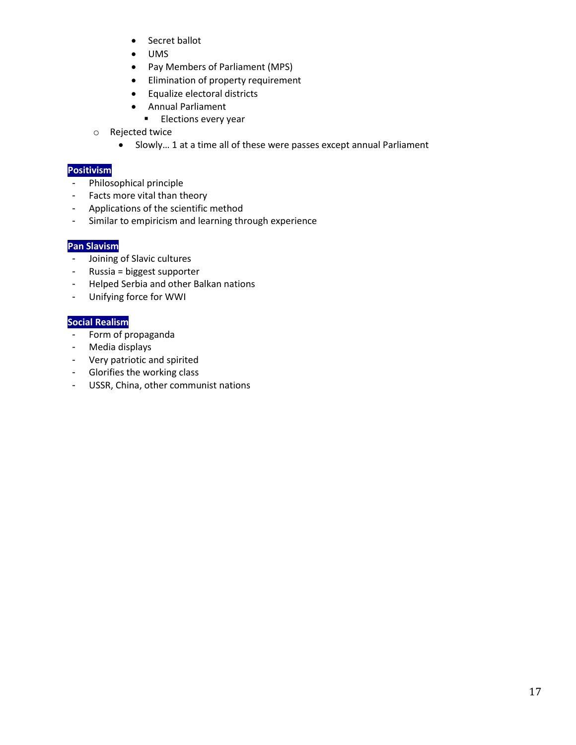- Secret ballot
        - UMS
        - Pay Members of Parliament (MPS)
        - Elimination of property requirement
        - Equalize electoral districts
        - Annual Parliament
            - Elections every year
    - Rejected twice
        - Slowly… 1 at a time all of these were passes except annual Parliament

**Positivism**

- Philosophical principle
- Facts more vital than theory
- Applications of the scientific method
- Similar to empiricism and learning through experience

**Pan Slavism**

- Joining of Slavic cultures
- Russia = biggest supporter
- Helped Serbia and other Balkan nations
- Unifying force for WWI

**Social Realism**

- Form of propaganda
- Media displays
- Very patriotic and spirited
- Glorifies the working class
- USSR, China, other communist nations